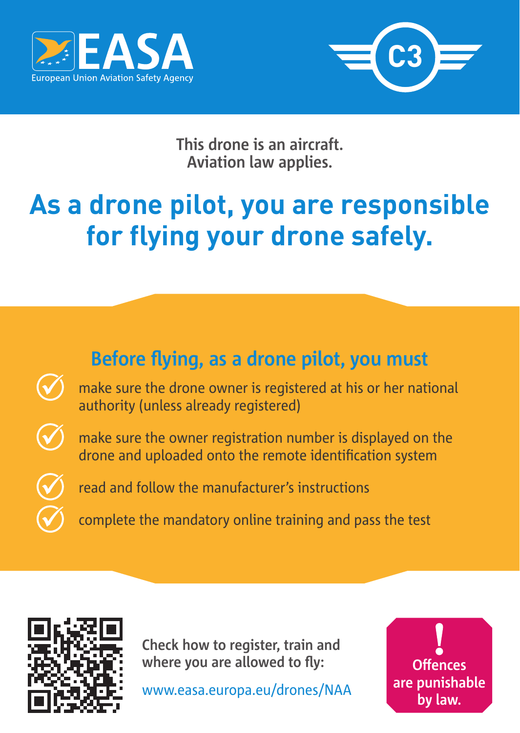EASA
European Union Aviation Safety Agency

C3

This drone is an aircraft.
Aviation law applies.

# As a drone pilot, you are responsible for flying your drone safely.

## Before flying, as a drone pilot, you must

- make sure the drone owner is registered at his or her national authority (unless already registered)
- make sure the owner registration number is displayed on the drone and uploaded onto the remote identification system
- read and follow the manufacturer's instructions
- complete the mandatory online training and pass the test

**Check how to register, train and where you are allowed to fly:**

www.easa.europa.eu/drones/NAA

**! Offences are punishable by law.**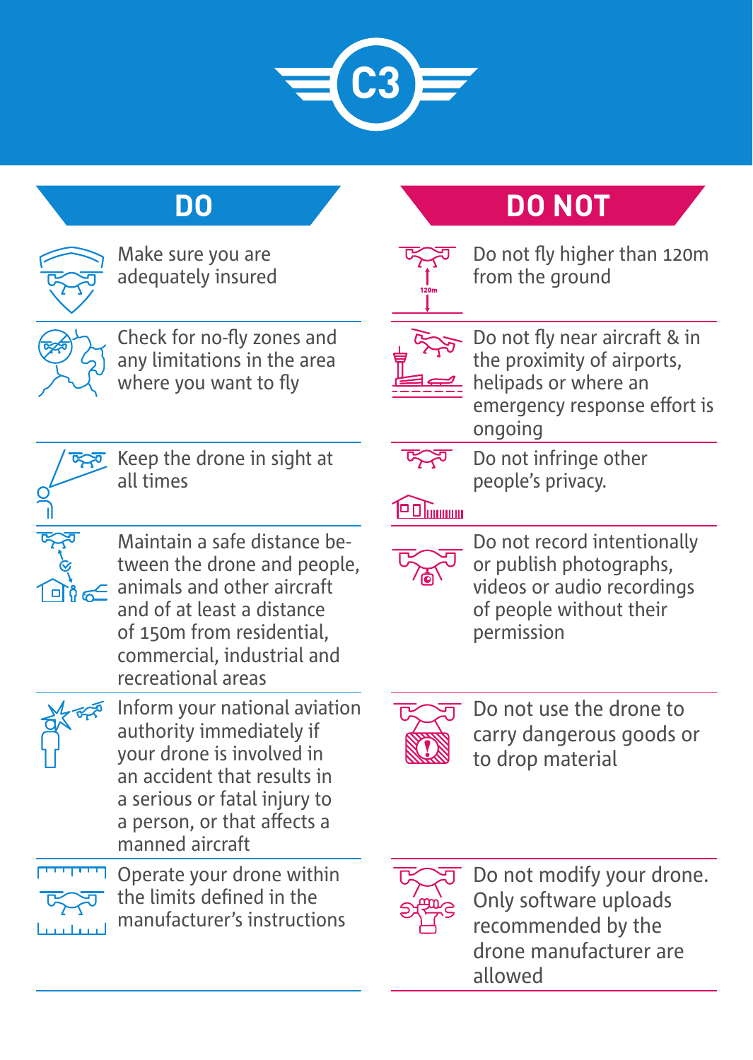# C3

## DO

- Make sure you are adequately insured
- Check for no-fly zones and any limitations in the area where you want to fly
- Keep the drone in sight at all times
- Maintain a safe distance between the drone and people, animals and other aircraft and of at least a distance of 150m from residential, commercial, industrial and recreational areas
- Inform your national aviation authority immediately if your drone is involved in an accident that results in a serious or fatal injury to a person, or that affects a manned aircraft
- Operate your drone within the limits defined in the manufacturer's instructions

## DO NOT

- Do not fly higher than 120m from the ground
- Do not fly near aircraft & in the proximity of airports, helipads or where an emergency response effort is ongoing
- Do not infringe other people's privacy.
- Do not record intentionally or publish photographs, videos or audio recordings of people without their permission
- Do not use the drone to carry dangerous goods or to drop material
- Do not modify your drone. Only software uploads recommended by the drone manufacturer are allowed